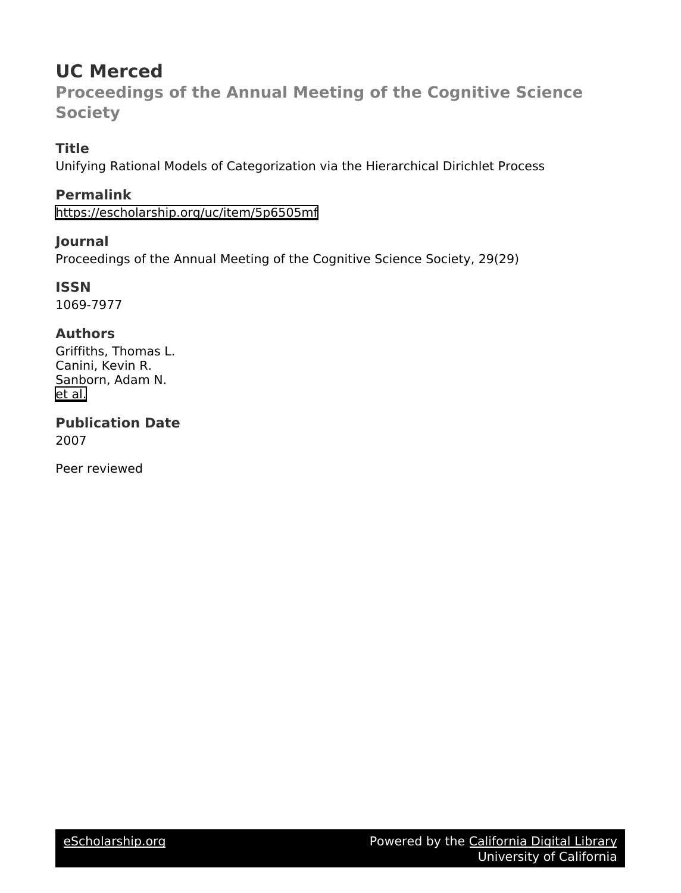# UC Merced

## Proceedings of the Annual Meeting of the Cognitive Science Society

### Title

Unifying Rational Models of Categorization via the Hierarchical Dirichlet Process

### Permalink

https://escholarship.org/uc/item/5p6505mf

### Journal

Proceedings of the Annual Meeting of the Cognitive Science Society, 29(29)

### ISSN

1069-7977

### Authors

Griffiths, Thomas L.
Canini, Kevin R.
Sanborn, Adam N.
et al.

### Publication Date

2007

Peer reviewed

eScholarship.org — Powered by the California Digital Library, University of California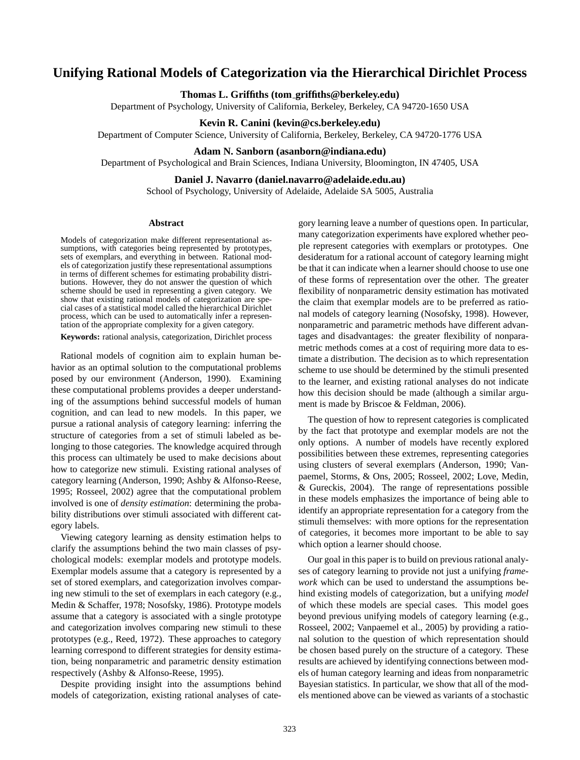# Unifying Rational Models of Categorization via the Hierarchical Dirichlet Process

**Thomas L. Griffiths (tom_griffiths@berkeley.edu)**
Department of Psychology, University of California, Berkeley, Berkeley, CA 94720-1650 USA

**Kevin R. Canini (kevin@cs.berkeley.edu)**
Department of Computer Science, University of California, Berkeley, Berkeley, CA 94720-1776 USA

**Adam N. Sanborn (asanborn@indiana.edu)**
Department of Psychological and Brain Sciences, Indiana University, Bloomington, IN 47405, USA

**Daniel J. Navarro (daniel.navarro@adelaide.edu.au)**
School of Psychology, University of Adelaide, Adelaide SA 5005, Australia

### Abstract

Models of categorization make different representational assumptions, with categories being represented by prototypes, sets of exemplars, and everything in between. Rational models of categorization justify these representational assumptions in terms of different schemes for estimating probability distributions. However, they do not answer the question of which scheme should be used in representing a given category. We show that existing rational models of categorization are special cases of a statistical model called the hierarchical Dirichlet process, which can be used to automatically infer a representation of the appropriate complexity for a given category.

**Keywords:** rational analysis, categorization, Dirichlet process

Rational models of cognition aim to explain human behavior as an optimal solution to the computational problems posed by our environment (Anderson, 1990). Examining these computational problems provides a deeper understanding of the assumptions behind successful models of human cognition, and can lead to new models. In this paper, we pursue a rational analysis of category learning: inferring the structure of categories from a set of stimuli labeled as belonging to those categories. The knowledge acquired through this process can ultimately be used to make decisions about how to categorize new stimuli. Existing rational analyses of category learning (Anderson, 1990; Ashby & Alfonso-Reese, 1995; Rosseel, 2002) agree that the computational problem involved is one of *density estimation*: determining the probability distributions over stimuli associated with different category labels.

Viewing category learning as density estimation helps to clarify the assumptions behind the two main classes of psychological models: exemplar models and prototype models. Exemplar models assume that a category is represented by a set of stored exemplars, and categorization involves comparing new stimuli to the set of exemplars in each category (e.g., Medin & Schaffer, 1978; Nosofsky, 1986). Prototype models assume that a category is associated with a single prototype and categorization involves comparing new stimuli to these prototypes (e.g., Reed, 1972). These approaches to category learning correspond to different strategies for density estimation, being nonparametric and parametric density estimation respectively (Ashby & Alfonso-Reese, 1995).

Despite providing insight into the assumptions behind models of categorization, existing rational analyses of category learning leave a number of questions open. In particular, many categorization experiments have explored whether people represent categories with exemplars or prototypes. One desideratum for a rational account of category learning might be that it can indicate when a learner should choose to use one of these forms of representation over the other. The greater flexibility of nonparametric density estimation has motivated the claim that exemplar models are to be preferred as rational models of category learning (Nosofsky, 1998). However, nonparametric and parametric methods have different advantages and disadvantages: the greater flexibility of nonparametric methods comes at a cost of requiring more data to estimate a distribution. The decision as to which representation scheme to use should be determined by the stimuli presented to the learner, and existing rational analyses do not indicate how this decision should be made (although a similar argument is made by Briscoe & Feldman, 2006).

The question of how to represent categories is complicated by the fact that prototype and exemplar models are not the only options. A number of models have recently explored possibilities between these extremes, representing categories using clusters of several exemplars (Anderson, 1990; Vanpaemel, Storms, & Ons, 2005; Rosseel, 2002; Love, Medin, & Gureckis, 2004). The range of representations possible in these models emphasizes the importance of being able to identify an appropriate representation for a category from the stimuli themselves: with more options for the representation of categories, it becomes more important to be able to say which option a learner should choose.

Our goal in this paper is to build on previous rational analyses of category learning to provide not just a unifying *framework* which can be used to understand the assumptions behind existing models of categorization, but a unifying *model* of which these models are special cases. This model goes beyond previous unifying models of category learning (e.g., Rosseel, 2002; Vanpaemel et al., 2005) by providing a rational solution to the question of which representation should be chosen based purely on the structure of a category. These results are achieved by identifying connections between models of human category learning and ideas from nonparametric Bayesian statistics. In particular, we show that all of the models mentioned above can be viewed as variants of a stochastic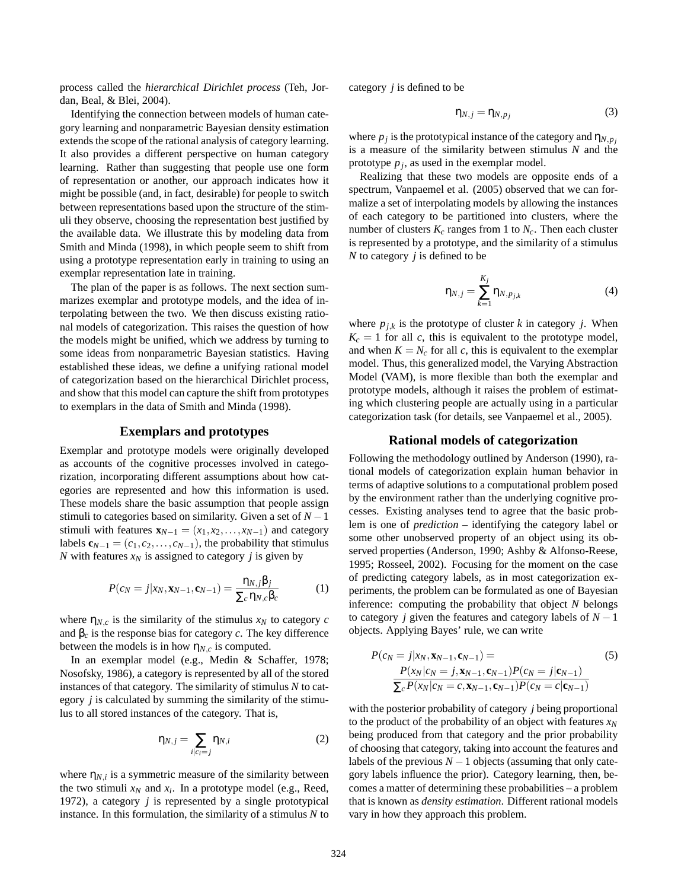process called the *hierarchical Dirichlet process* (Teh, Jordan, Beal, & Blei, 2004).

Identifying the connection between models of human category learning and nonparametric Bayesian density estimation extends the scope of the rational analysis of category learning. It also provides a different perspective on human category learning. Rather than suggesting that people use one form of representation or another, our approach indicates how it might be possible (and, in fact, desirable) for people to switch between representations based upon the structure of the stimuli they observe, choosing the representation best justified by the available data. We illustrate this by modeling data from Smith and Minda (1998), in which people seem to shift from using a prototype representation early in training to using an exemplar representation late in training.

The plan of the paper is as follows. The next section summarizes exemplar and prototype models, and the idea of interpolating between the two. We then discuss existing rational models of categorization. This raises the question of how the models might be unified, which we address by turning to some ideas from nonparametric Bayesian statistics. Having established these ideas, we define a unifying rational model of categorization based on the hierarchical Dirichlet process, and show that this model can capture the shift from prototypes to exemplars in the data of Smith and Minda (1998).

## Exemplars and prototypes

Exemplar and prototype models were originally developed as accounts of the cognitive processes involved in categorization, incorporating different assumptions about how categories are represented and how this information is used. These models share the basic assumption that people assign stimuli to categories based on similarity. Given a set of $N-1$ stimuli with features $\mathbf{x}_{N-1} = (x_1, x_2, \ldots, x_{N-1})$ and category labels $\mathbf{c}_{N-1} = (c_1, c_2, \ldots, c_{N-1})$, the probability that stimulus $N$ with features $x_N$ is assigned to category $j$ is given by

$$P(c_N = j | x_N, \mathbf{x}_{N-1}, \mathbf{c}_{N-1}) = \frac{\eta_{N,j}\beta_j}{\sum_c \eta_{N,c}\beta_c} \tag{1}$$

where $\eta_{N,c}$ is the similarity of the stimulus $x_N$ to category $c$ and $\beta_c$ is the response bias for category $c$. The key difference between the models is in how $\eta_{N,c}$ is computed.

In an exemplar model (e.g., Medin & Schaffer, 1978; Nosofsky, 1986), a category is represented by all of the stored instances of that category. The similarity of stimulus $N$ to category $j$ is calculated by summing the similarity of the stimulus to all stored instances of the category. That is,

$$\eta_{N,j} = \sum_{i|c_i=j} \eta_{N,i} \tag{2}$$

where $\eta_{N,i}$ is a symmetric measure of the similarity between the two stimuli $x_N$ and $x_i$. In a prototype model (e.g., Reed, 1972), a category $j$ is represented by a single prototypical instance. In this formulation, the similarity of a stimulus $N$ to category $j$ is defined to be

$$\eta_{N,j} = \eta_{N,p_j} \tag{3}$$

where $p_j$ is the prototypical instance of the category and $\eta_{N,p_j}$ is a measure of the similarity between stimulus $N$ and the prototype $p_j$, as used in the exemplar model.

Realizing that these two models are opposite ends of a spectrum, Vanpaemel et al. (2005) observed that we can formalize a set of interpolating models by allowing the instances of each category to be partitioned into clusters, where the number of clusters $K_c$ ranges from 1 to $N_c$. Then each cluster is represented by a prototype, and the similarity of a stimulus $N$ to category $j$ is defined to be

$$\eta_{N,j} = \sum_{k=1}^{K_j} \eta_{N,p_{j,k}} \tag{4}$$

where $p_{j,k}$ is the prototype of cluster $k$ in category $j$. When $K_c = 1$ for all $c$, this is equivalent to the prototype model, and when $K = N_c$ for all $c$, this is equivalent to the exemplar model. Thus, this generalized model, the Varying Abstraction Model (VAM), is more flexible than both the exemplar and prototype models, although it raises the problem of estimating which clustering people are actually using in a particular categorization task (for details, see Vanpaemel et al., 2005).

## Rational models of categorization

Following the methodology outlined by Anderson (1990), rational models of categorization explain human behavior in terms of adaptive solutions to a computational problem posed by the environment rather than the underlying cognitive processes. Existing analyses tend to agree that the basic problem is one of *prediction* – identifying the category label or some other unobserved property of an object using its observed properties (Anderson, 1990; Ashby & Alfonso-Reese, 1995; Rosseel, 2002). Focusing for the moment on the case of predicting category labels, as in most categorization experiments, the problem can be formulated as one of Bayesian inference: computing the probability that object $N$ belongs to category $j$ given the features and category labels of $N-1$ objects. Applying Bayes' rule, we can write

$$P(c_N = j | x_N, \mathbf{x}_{N-1}, \mathbf{c}_{N-1}) = \frac{P(x_N | c_N = j, \mathbf{x}_{N-1}, \mathbf{c}_{N-1}) P(c_N = j | \mathbf{c}_{N-1})}{\sum_c P(x_N | c_N = c, \mathbf{x}_{N-1}, \mathbf{c}_{N-1}) P(c_N = c | \mathbf{c}_{N-1})} \tag{5}$$

with the posterior probability of category $j$ being proportional to the product of the probability of an object with features $x_N$ being produced from that category and the prior probability of choosing that category, taking into account the features and labels of the previous $N-1$ objects (assuming that only category labels influence the prior). Category learning, then, becomes a matter of determining these probabilities – a problem that is known as *density estimation*. Different rational models vary in how they approach this problem.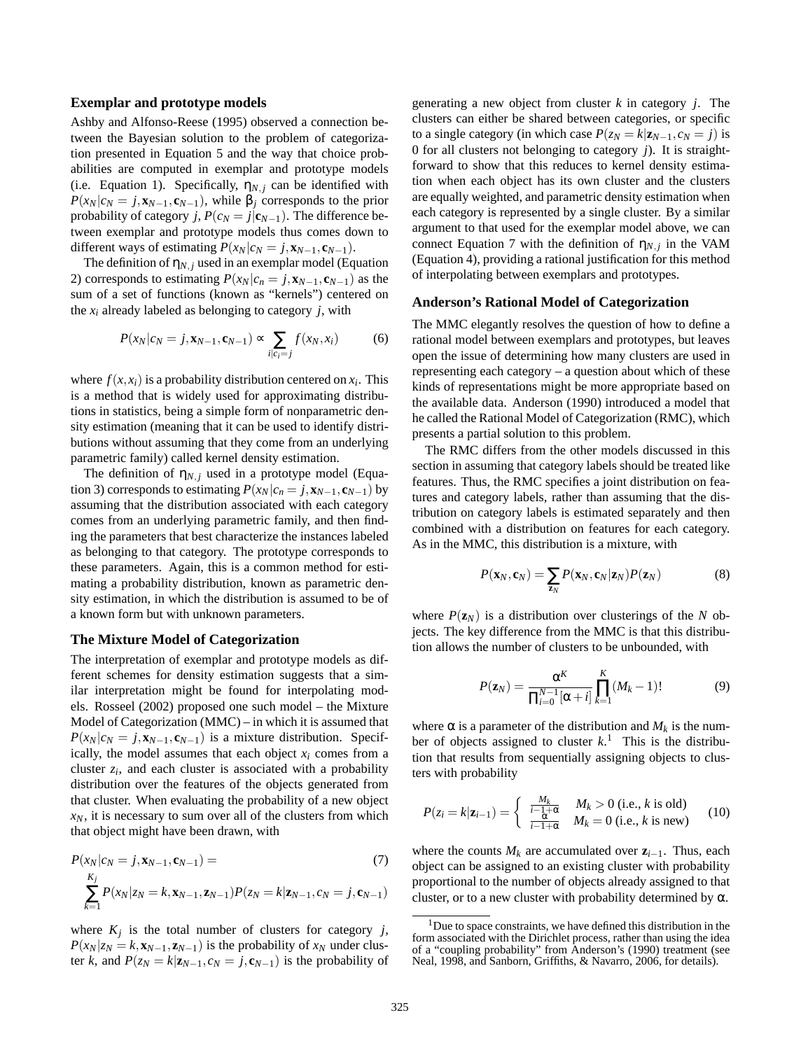### Exemplar and prototype models

Ashby and Alfonso-Reese (1995) observed a connection between the Bayesian solution to the problem of categorization presented in Equation 5 and the way that choice probabilities are computed in exemplar and prototype models (i.e. Equation 1). Specifically, $\eta_{N,j}$ can be identified with $P(x_N|c_N = j, \mathbf{x}_{N-1}, \mathbf{c}_{N-1})$, while $\beta_j$ corresponds to the prior probability of category $j$, $P(c_N = j|\mathbf{c}_{N-1})$. The difference between exemplar and prototype models thus comes down to different ways of estimating $P(x_N|c_N = j, \mathbf{x}_{N-1}, \mathbf{c}_{N-1})$.

The definition of $\eta_{N,j}$ used in an exemplar model (Equation 2) corresponds to estimating $P(x_N|c_n = j, \mathbf{x}_{N-1}, \mathbf{c}_{N-1})$ as the sum of a set of functions (known as "kernels") centered on the $x_i$ already labeled as belonging to category $j$, with

$$P(x_N|c_N = j, \mathbf{x}_{N-1}, \mathbf{c}_{N-1}) \propto \sum_{i|c_i=j} f(x_N, x_i) \tag{6}$$

where $f(x, x_i)$ is a probability distribution centered on $x_i$. This is a method that is widely used for approximating distributions in statistics, being a simple form of nonparametric density estimation (meaning that it can be used to identify distributions without assuming that they come from an underlying parametric family) called kernel density estimation.

The definition of $\eta_{N,j}$ used in a prototype model (Equation 3) corresponds to estimating $P(x_N|c_n = j, \mathbf{x}_{N-1}, \mathbf{c}_{N-1})$ by assuming that the distribution associated with each category comes from an underlying parametric family, and then finding the parameters that best characterize the instances labeled as belonging to that category. The prototype corresponds to these parameters. Again, this is a common method for estimating a probability distribution, known as parametric density estimation, in which the distribution is assumed to be of a known form but with unknown parameters.

### The Mixture Model of Categorization

The interpretation of exemplar and prototype models as different schemes for density estimation suggests that a similar interpretation might be found for interpolating models. Rosseel (2002) proposed one such model – the Mixture Model of Categorization (MMC) – in which it is assumed that $P(x_N|c_N = j, \mathbf{x}_{N-1}, \mathbf{c}_{N-1})$ is a mixture distribution. Specifically, the model assumes that each object $x_i$ comes from a cluster $z_i$, and each cluster is associated with a probability distribution over the features of the objects generated from that cluster. When evaluating the probability of a new object $x_N$, it is necessary to sum over all of the clusters from which that object might have been drawn, with

$$P(x_N|c_N = j, \mathbf{x}_{N-1}, \mathbf{c}_{N-1}) = \tag{7}$$
$$\sum_{k=1}^{K_j} P(x_N|z_N = k, \mathbf{x}_{N-1}, \mathbf{z}_{N-1}) P(z_N = k|\mathbf{z}_{N-1}, c_N = j, \mathbf{c}_{N-1})$$

where $K_j$ is the total number of clusters for category $j$, $P(x_N|z_N = k, \mathbf{x}_{N-1}, \mathbf{z}_{N-1})$ is the probability of $x_N$ under cluster $k$, and $P(z_N = k|\mathbf{z}_{N-1}, c_N = j, \mathbf{c}_{N-1})$ is the probability of generating a new object from cluster $k$ in category $j$. The clusters can either be shared between categories, or specific to a single category (in which case $P(z_N = k|\mathbf{z}_{N-1}, c_N = j)$ is 0 for all clusters not belonging to category $j$). It is straightforward to show that this reduces to kernel density estimation when each object has its own cluster and the clusters are equally weighted, and parametric density estimation when each category is represented by a single cluster. By a similar argument to that used for the exemplar model above, we can connect Equation 7 with the definition of $\eta_{N,j}$ in the VAM (Equation 4), providing a rational justification for this method of interpolating between exemplars and prototypes.

### Anderson's Rational Model of Categorization

The MMC elegantly resolves the question of how to define a rational model between exemplars and prototypes, but leaves open the issue of determining how many clusters are used in representing each category – a question about which of these kinds of representations might be more appropriate based on the available data. Anderson (1990) introduced a model that he called the Rational Model of Categorization (RMC), which presents a partial solution to this problem.

The RMC differs from the other models discussed in this section in assuming that category labels should be treated like features. Thus, the RMC specifies a joint distribution on features and category labels, rather than assuming that the distribution on category labels is estimated separately and then combined with a distribution on features for each category. As in the MMC, this distribution is a mixture, with

$$P(\mathbf{x}_N, \mathbf{c}_N) = \sum_{\mathbf{z}_N} P(\mathbf{x}_N, \mathbf{c}_N|\mathbf{z}_N) P(\mathbf{z}_N) \tag{8}$$

where $P(\mathbf{z}_N)$ is a distribution over clusterings of the $N$ objects. The key difference from the MMC is that this distribution allows the number of clusters to be unbounded, with

$$P(\mathbf{z}_N) = \frac{\alpha^K}{\prod_{i=0}^{N-1}[\alpha + i]} \prod_{k=1}^{K} (M_k - 1)! \tag{9}$$

where $\alpha$ is a parameter of the distribution and $M_k$ is the number of objects assigned to cluster $k$.[1] This is the distribution that results from sequentially assigning objects to clusters with probability

$$P(z_i = k|\mathbf{z}_{i-1}) = \begin{cases} \frac{M_k}{i-1+\alpha} & M_k > 0 \text{ (i.e., } k \text{ is old)} \\ \frac{\alpha}{i-1+\alpha} & M_k = 0 \text{ (i.e., } k \text{ is new)} \end{cases} \tag{10}$$

where the counts $M_k$ are accumulated over $\mathbf{z}_{i-1}$. Thus, each object can be assigned to an existing cluster with probability proportional to the number of objects already assigned to that cluster, or to a new cluster with probability determined by $\alpha$.

[1] Due to space constraints, we have defined this distribution in the form associated with the Dirichlet process, rather than using the idea of a "coupling probability" from Anderson's (1990) treatment (see Neal, 1998, and Sanborn, Griffiths, & Navarro, 2006, for details).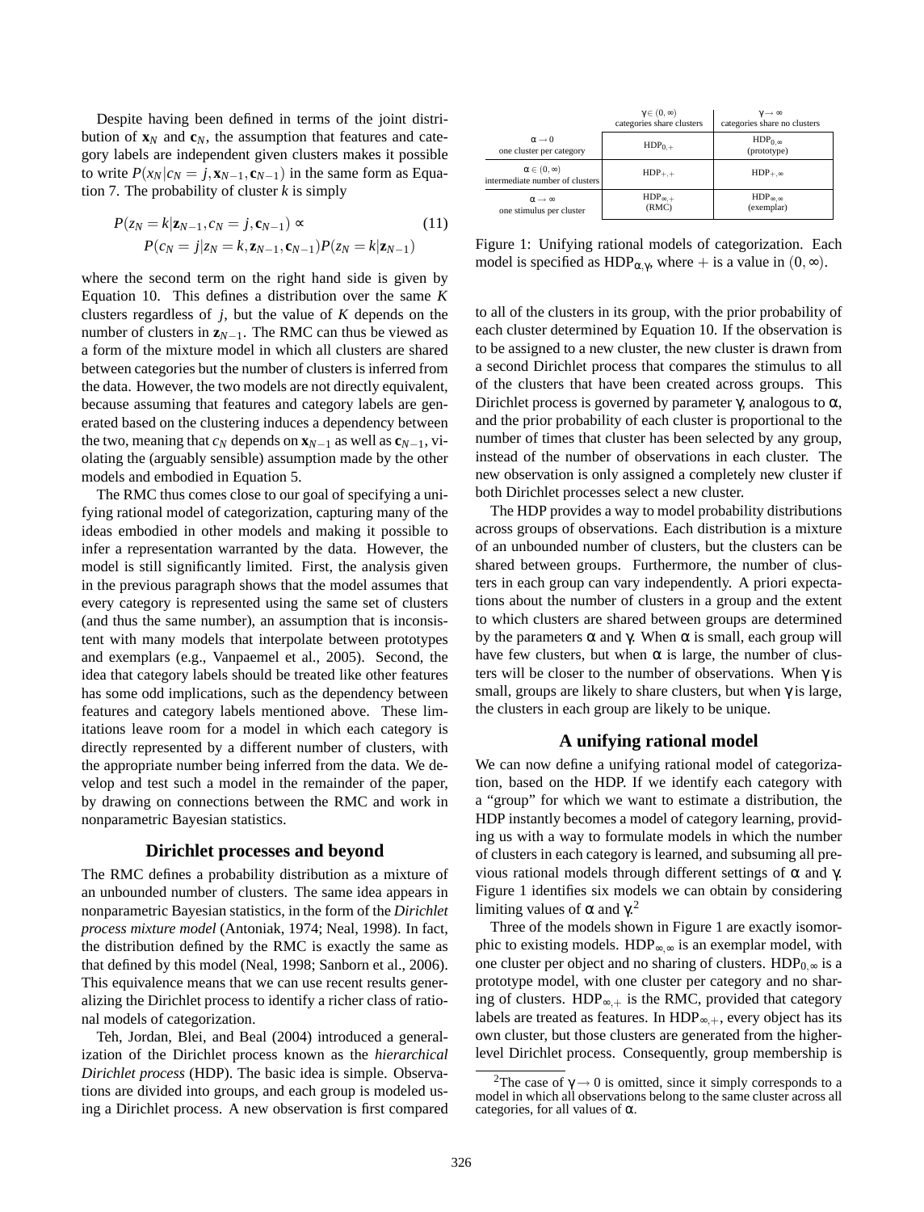Despite having been defined in terms of the joint distribution of $\mathbf{x}_N$ and $\mathbf{c}_N$, the assumption that features and category labels are independent given clusters makes it possible to write $P(x_N|c_N = j, \mathbf{x}_{N-1}, \mathbf{c}_{N-1})$ in the same form as Equation 7. The probability of cluster $k$ is simply

$$P(z_N = k|\mathbf{z}_{N-1}, c_N = j, \mathbf{c}_{N-1}) \propto \quad (11)$$
$$P(c_N = j|z_N = k, \mathbf{z}_{N-1}, \mathbf{c}_{N-1})P(z_N = k|\mathbf{z}_{N-1})$$

where the second term on the right hand side is given by Equation 10. This defines a distribution over the same $K$ clusters regardless of $j$, but the value of $K$ depends on the number of clusters in $\mathbf{z}_{N-1}$. The RMC can thus be viewed as a form of the mixture model in which all clusters are shared between categories but the number of clusters is inferred from the data. However, the two models are not directly equivalent, because assuming that features and category labels are generated based on the clustering induces a dependency between the two, meaning that $c_N$ depends on $\mathbf{x}_{N-1}$ as well as $\mathbf{c}_{N-1}$, violating the (arguably sensible) assumption made by the other models and embodied in Equation 5.

The RMC thus comes close to our goal of specifying a unifying rational model of categorization, capturing many of the ideas embodied in other models and making it possible to infer a representation warranted by the data. However, the model is still significantly limited. First, the analysis given in the previous paragraph shows that the model assumes that every category is represented using the same set of clusters (and thus the same number), an assumption that is inconsistent with many models that interpolate between prototypes and exemplars (e.g., Vanpaemel et al., 2005). Second, the idea that category labels should be treated like other features has some odd implications, such as the dependency between features and category labels mentioned above. These limitations leave room for a model in which each category is directly represented by a different number of clusters, with the appropriate number being inferred from the data. We develop and test such a model in the remainder of the paper, by drawing on connections between the RMC and work in nonparametric Bayesian statistics.

## Dirichlet processes and beyond

The RMC defines a probability distribution as a mixture of an unbounded number of clusters. The same idea appears in nonparametric Bayesian statistics, in the form of the *Dirichlet process mixture model* (Antoniak, 1974; Neal, 1998). In fact, the distribution defined by the RMC is exactly the same as that defined by this model (Neal, 1998; Sanborn et al., 2006). This equivalence means that we can use recent results generalizing the Dirichlet process to identify a richer class of rational models of categorization.

Teh, Jordan, Blei, and Beal (2004) introduced a generalization of the Dirichlet process known as the *hierarchical Dirichlet process* (HDP). The basic idea is simple. Observations are divided into groups, and each group is modeled using a Dirichlet process. A new observation is first compared to all of the clusters in its group, with the prior probability of each cluster determined by Equation 10. If the observation is to be assigned to a new cluster, the new cluster is drawn from a second Dirichlet process that compares the stimulus to all of the clusters that have been created across groups. This Dirichlet process is governed by parameter $\gamma$, analogous to $\alpha$, and the prior probability of each cluster is proportional to the number of times that cluster has been selected by any group, instead of the number of observations in each cluster. The new observation is only assigned a completely new cluster if both Dirichlet processes select a new cluster.

The HDP provides a way to model probability distributions across groups of observations. Each distribution is a mixture of an unbounded number of clusters, but the clusters can be shared between groups. Furthermore, the number of clusters in each group can vary independently. A priori expectations about the number of clusters in a group and the extent to which clusters are shared between groups are determined by the parameters $\alpha$ and $\gamma$. When $\alpha$ is small, each group will have few clusters, but when $\alpha$ is large, the number of clusters will be closer to the number of observations. When $\gamma$ is small, groups are likely to share clusters, but when $\gamma$ is large, the clusters in each group are likely to be unique.

| | $\gamma \in (0,\infty)$ categories share clusters | $\gamma \to \infty$ categories share no clusters |
|---|---|---|
| $\alpha \to 0$ one cluster per category | $\text{HDP}_{0,+}$ | $\text{HDP}_{0,\infty}$ (prototype) |
| $\alpha \in (0,\infty)$ intermediate number of clusters | $\text{HDP}_{+,+}$ | $\text{HDP}_{+,\infty}$ |
| $\alpha \to \infty$ one stimulus per cluster | $\text{HDP}_{\infty,+}$ (RMC) | $\text{HDP}_{\infty,\infty}$ (exemplar) |

Figure 1: Unifying rational models of categorization. Each model is specified as $\text{HDP}_{\alpha,\gamma}$, where $+$ is a value in $(0,\infty)$.

## A unifying rational model

We can now define a unifying rational model of categorization, based on the HDP. If we identify each category with a "group" for which we want to estimate a distribution, the HDP instantly becomes a model of category learning, providing us with a way to formulate models in which the number of clusters in each category is learned, and subsuming all previous rational models through different settings of $\alpha$ and $\gamma$. Figure 1 identifies six models we can obtain by considering limiting values of $\alpha$ and $\gamma$.[2]

Three of the models shown in Figure 1 are exactly isomorphic to existing models. $\text{HDP}_{\infty,\infty}$ is an exemplar model, with one cluster per object and no sharing of clusters. $\text{HDP}_{0,\infty}$ is a prototype model, with one cluster per category and no sharing of clusters. $\text{HDP}_{\infty,+}$ is the RMC, provided that category labels are treated as features. In $\text{HDP}_{\infty,+}$, every object has its own cluster, but those clusters are generated from the higher-level Dirichlet process. Consequently, group membership is

[2] The case of $\gamma \to 0$ is omitted, since it simply corresponds to a model in which all observations belong to the same cluster across all categories, for all values of $\alpha$.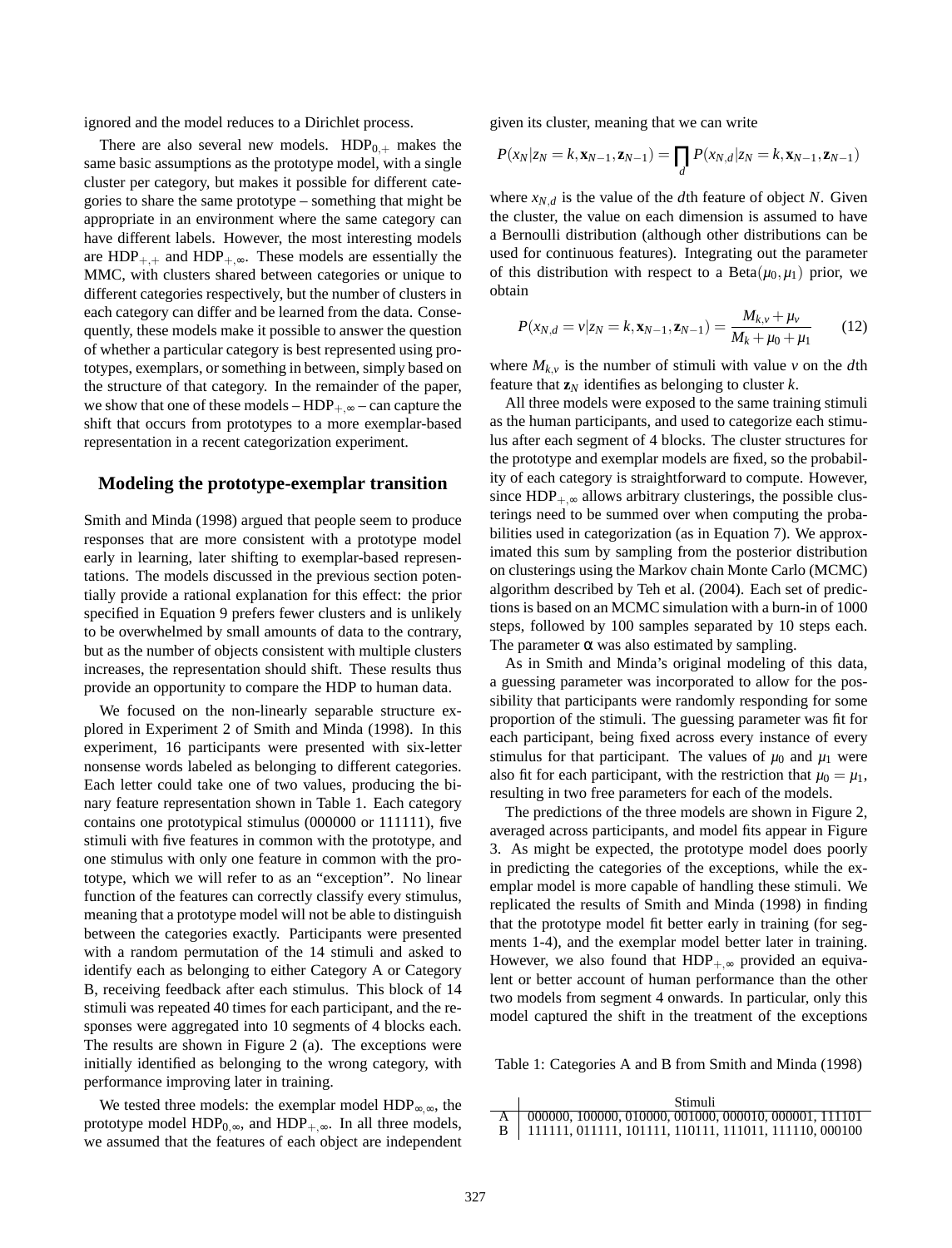ignored and the model reduces to a Dirichlet process.

There are also several new models. $\text{HDP}_{0,+}$ makes the same basic assumptions as the prototype model, with a single cluster per category, but makes it possible for different categories to share the same prototype – something that might be appropriate in an environment where the same category can have different labels. However, the most interesting models are $\text{HDP}_{+,+}$ and $\text{HDP}_{+,\infty}$. These models are essentially the MMC, with clusters shared between categories or unique to different categories respectively, but the number of clusters in each category can differ and be learned from the data. Consequently, these models make it possible to answer the question of whether a particular category is best represented using prototypes, exemplars, or something in between, simply based on the structure of that category. In the remainder of the paper, we show that one of these models – $\text{HDP}_{+,\infty}$ – can capture the shift that occurs from prototypes to a more exemplar-based representation in a recent categorization experiment.

## Modeling the prototype-exemplar transition

Smith and Minda (1998) argued that people seem to produce responses that are more consistent with a prototype model early in learning, later shifting to exemplar-based representations. The models discussed in the previous section potentially provide a rational explanation for this effect: the prior specified in Equation 9 prefers fewer clusters and is unlikely to be overwhelmed by small amounts of data to the contrary, but as the number of objects consistent with multiple clusters increases, the representation should shift. These results thus provide an opportunity to compare the HDP to human data.

We focused on the non-linearly separable structure explored in Experiment 2 of Smith and Minda (1998). In this experiment, 16 participants were presented with six-letter nonsense words labeled as belonging to different categories. Each letter could take one of two values, producing the binary feature representation shown in Table 1. Each category contains one prototypical stimulus (000000 or 111111), five stimuli with five features in common with the prototype, and one stimulus with only one feature in common with the prototype, which we will refer to as an "exception". No linear function of the features can correctly classify every stimulus, meaning that a prototype model will not be able to distinguish between the categories exactly. Participants were presented with a random permutation of the 14 stimuli and asked to identify each as belonging to either Category A or Category B, receiving feedback after each stimulus. This block of 14 stimuli was repeated 40 times for each participant, and the responses were aggregated into 10 segments of 4 blocks each. The results are shown in Figure 2 (a). The exceptions were initially identified as belonging to the wrong category, with performance improving later in training.

We tested three models: the exemplar model $\text{HDP}_{\infty,\infty}$, the prototype model $\text{HDP}_{0,\infty}$, and $\text{HDP}_{+,\infty}$. In all three models, we assumed that the features of each object are independent given its cluster, meaning that we can write

$$P(x_N|z_N = k, \mathbf{x}_{N-1}, \mathbf{z}_{N-1}) = \prod_d P(x_{N,d}|z_N = k, \mathbf{x}_{N-1}, \mathbf{z}_{N-1})$$

where $x_{N,d}$ is the value of the $d$th feature of object $N$. Given the cluster, the value on each dimension is assumed to have a Bernoulli distribution (although other distributions can be used for continuous features). Integrating out the parameter of this distribution with respect to a $\text{Beta}(\mu_0, \mu_1)$ prior, we obtain

$$P(x_{N,d} = v|z_N = k, \mathbf{x}_{N-1}, \mathbf{z}_{N-1}) = \frac{M_{k,v} + \mu_v}{M_k + \mu_0 + \mu_1} \qquad (12)$$

where $M_{k,v}$ is the number of stimuli with value $v$ on the $d$th feature that $\mathbf{z}_N$ identifies as belonging to cluster $k$.

All three models were exposed to the same training stimuli as the human participants, and used to categorize each stimulus after each segment of 4 blocks. The cluster structures for the prototype and exemplar models are fixed, so the probability of each category is straightforward to compute. However, since $\text{HDP}_{+,\infty}$ allows arbitrary clusterings, the possible clusterings need to be summed over when computing the probabilities used in categorization (as in Equation 7). We approximated this sum by sampling from the posterior distribution on clusterings using the Markov chain Monte Carlo (MCMC) algorithm described by Teh et al. (2004). Each set of predictions is based on an MCMC simulation with a burn-in of 1000 steps, followed by 100 samples separated by 10 steps each. The parameter $\alpha$ was also estimated by sampling.

As in Smith and Minda's original modeling of this data, a guessing parameter was incorporated to allow for the possibility that participants were randomly responding for some proportion of the stimuli. The guessing parameter was fit for each participant, being fixed across every instance of every stimulus for that participant. The values of $\mu_0$ and $\mu_1$ were also fit for each participant, with the restriction that $\mu_0 = \mu_1$, resulting in two free parameters for each of the models.

The predictions of the three models are shown in Figure 2, averaged across participants, and model fits appear in Figure 3. As might be expected, the prototype model does poorly in predicting the categories of the exceptions, while the exemplar model is more capable of handling these stimuli. We replicated the results of Smith and Minda (1998) in finding that the prototype model fit better early in training (for segments 1-4), and the exemplar model better later in training. However, we also found that $\text{HDP}_{+,\infty}$ provided an equivalent or better account of human performance than the other two models from segment 4 onwards. In particular, only this model captured the shift in the treatment of the exceptions

Table 1: Categories A and B from Smith and Minda (1998)

| | Stimuli |
|---|---|
| A | 000000, 100000, 010000, 001000, 000010, 000001, 111101 |
| B | 111111, 011111, 101111, 110111, 111011, 111110, 000100 |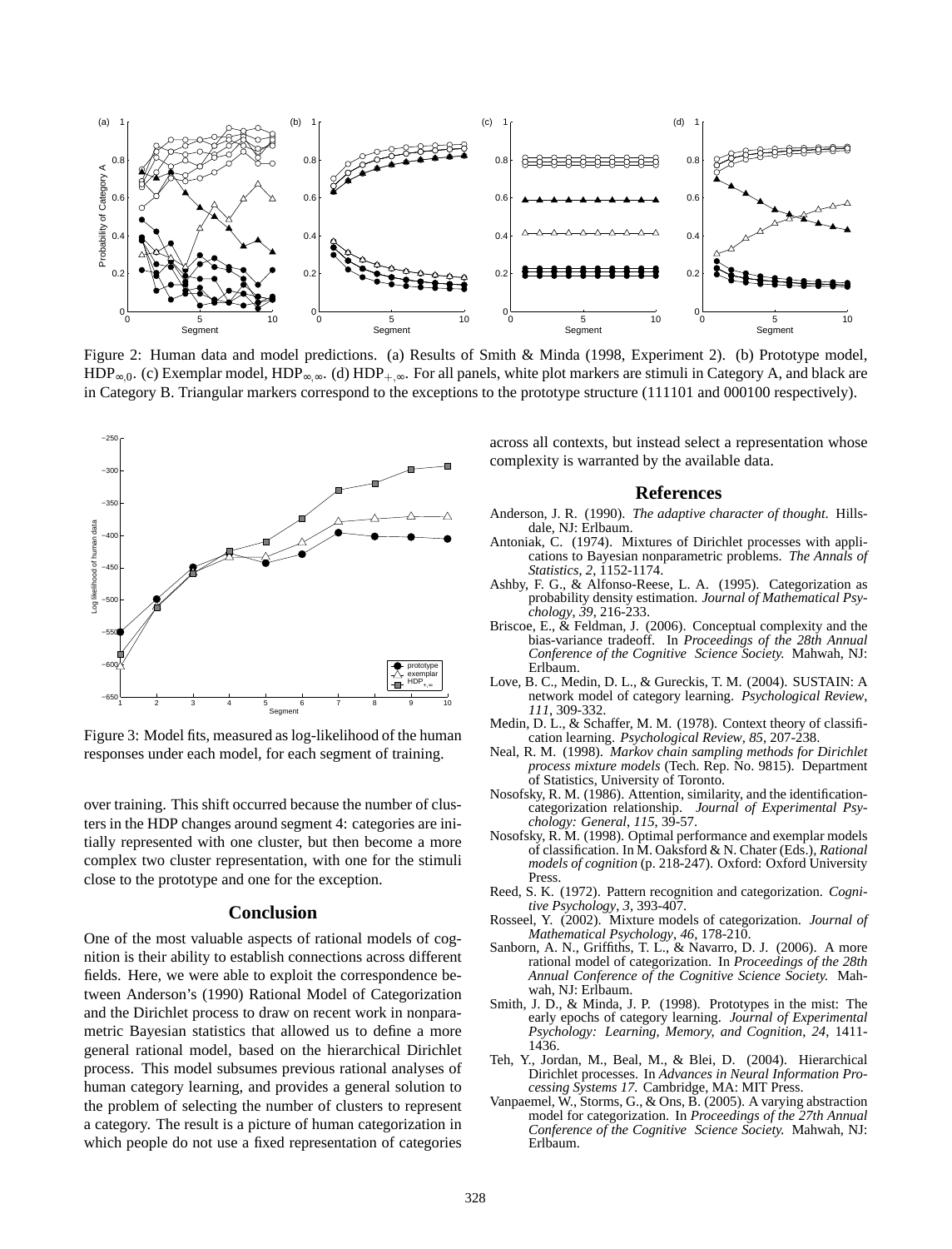(a) 1
0.8
0.6
0.4
0.2
0
Probability of Category A
0 5 10
Segment

(b) 1
0.8
0.6
0.4
0.2
0
0 5 10
Segment

(c) 1
0.8
0.6
0.4
0.2
0
0 5 10
Segment

(d) 1
0.8
0.6
0.4
0.2
0
0 5 10
Segment

Figure 2: Human data and model predictions. (a) Results of Smith & Minda (1998, Experiment 2). (b) Prototype model, $\text{HDP}_{\infty,0}$. (c) Exemplar model, $\text{HDP}_{\infty,\infty}$. (d) $\text{HDP}_{+,\infty}$. For all panels, white plot markers are stimuli in Category A, and black are in Category B. Triangular markers correspond to the exceptions to the prototype structure (111101 and 000100 respectively).

−250
−300
−350
−400
−450
−500
−550
−600
−650
Log likelihood of human data
1 2 3 4 5 6 7 8 9 10
Segment
prototype
exemplar
$\text{HDP}_{+,\infty}$

Figure 3: Model fits, measured as log-likelihood of the human responses under each model, for each segment of training.

over training. This shift occurred because the number of clusters in the HDP changes around segment 4: categories are initially represented with one cluster, but then become a more complex two cluster representation, with one for the stimuli close to the prototype and one for the exception.

## Conclusion

One of the most valuable aspects of rational models of cognition is their ability to establish connections across different fields. Here, we were able to exploit the correspondence between Anderson's (1990) Rational Model of Categorization and the Dirichlet process to draw on recent work in nonparametric Bayesian statistics that allowed us to define a more general rational model, based on the hierarchical Dirichlet process. This model subsumes previous rational analyses of human category learning, and provides a general solution to the problem of selecting the number of clusters to represent a category. The result is a picture of human categorization in which people do not use a fixed representation of categories across all contexts, but instead select a representation whose complexity is warranted by the available data.

## References

Anderson, J. R. (1990). *The adaptive character of thought*. Hillsdale, NJ: Erlbaum.

Antoniak, C. (1974). Mixtures of Dirichlet processes with applications to Bayesian nonparametric problems. *The Annals of Statistics*, *2*, 1152-1174.

Ashby, F. G., & Alfonso-Reese, L. A. (1995). Categorization as probability density estimation. *Journal of Mathematical Psychology*, *39*, 216-233.

Briscoe, E., & Feldman, J. (2006). Conceptual complexity and the bias-variance tradeoff. In *Proceedings of the 28th Annual Conference of the Cognitive Science Society.* Mahwah, NJ: Erlbaum.

Love, B. C., Medin, D. L., & Gureckis, T. M. (2004). SUSTAIN: A network model of category learning. *Psychological Review*, *111*, 309-332.

Medin, D. L., & Schaffer, M. M. (1978). Context theory of classification learning. *Psychological Review*, *85*, 207-238.

Neal, R. M. (1998). *Markov chain sampling methods for Dirichlet process mixture models* (Tech. Rep. No. 9815). Department of Statistics, University of Toronto.

Nosofsky, R. M. (1986). Attention, similarity, and the identification-categorization relationship. *Journal of Experimental Psychology: General*, *115*, 39-57.

Nosofsky, R. M. (1998). Optimal performance and exemplar models of classification. In M. Oaksford & N. Chater (Eds.), *Rational models of cognition* (p. 218-247). Oxford: Oxford University Press.

Reed, S. K. (1972). Pattern recognition and categorization. *Cognitive Psychology*, *3*, 393-407.

Rosseel, Y. (2002). Mixture models of categorization. *Journal of Mathematical Psychology*, *46*, 178-210.

Sanborn, A. N., Griffiths, T. L., & Navarro, D. J. (2006). A more rational model of categorization. In *Proceedings of the 28th Annual Conference of the Cognitive Science Society.* Mahwah, NJ: Erlbaum.

Smith, J. D., & Minda, J. P. (1998). Prototypes in the mist: The early epochs of category learning. *Journal of Experimental Psychology: Learning, Memory, and Cognition*, *24*, 1411-1436.

Teh, Y., Jordan, M., Beal, M., & Blei, D. (2004). Hierarchical Dirichlet processes. In *Advances in Neural Information Processing Systems 17.* Cambridge, MA: MIT Press.

Vanpaemel, W., Storms, G., & Ons, B. (2005). A varying abstraction model for categorization. In *Proceedings of the 27th Annual Conference of the Cognitive Science Society.* Mahwah, NJ: Erlbaum.